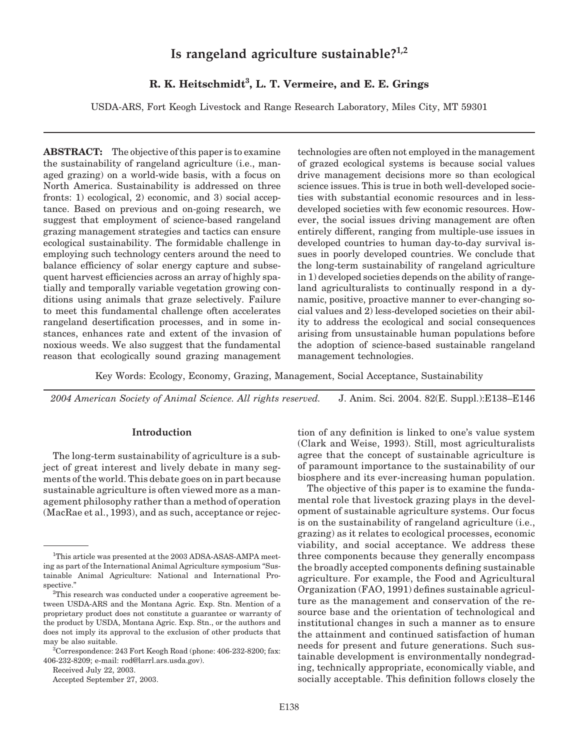# Is rangeland agriculture sustainable?[1,2]

**R. K. Heitschmidt[3], L. T. Vermeire, and E. E. Grings**

USDA-ARS, Fort Keogh Livestock and Range Research Laboratory, Miles City, MT 59301

**ABSTRACT:** The objective of this paper is to examine the sustainability of rangeland agriculture (i.e., managed grazing) on a world-wide basis, with a focus on North America. Sustainability is addressed on three fronts: 1) ecological, 2) economic, and 3) social acceptance. Based on previous and on-going research, we suggest that employment of science-based rangeland grazing management strategies and tactics can ensure ecological sustainability. The formidable challenge in employing such technology centers around the need to balance efficiency of solar energy capture and subsequent harvest efficiencies across an array of highly spatially and temporally variable vegetation growing conditions using animals that graze selectively. Failure to meet this fundamental challenge often accelerates rangeland desertification processes, and in some instances, enhances rate and extent of the invasion of noxious weeds. We also suggest that the fundamental reason that ecologically sound grazing management technologies are often not employed in the management of grazed ecological systems is because social values drive management decisions more so than ecological science issues. This is true in both well-developed societies with substantial economic resources and in less-developed societies with few economic resources. However, the social issues driving management are often entirely different, ranging from multiple-use issues in developed countries to human day-to-day survival issues in poorly developed countries. We conclude that the long-term sustainability of rangeland agriculture in 1) developed societies depends on the ability of rangeland agriculturalists to continually respond in a dynamic, positive, proactive manner to ever-changing social values and 2) less-developed societies on their ability to address the ecological and social consequences arising from unsustainable human populations before the adoption of science-based sustainable rangeland management technologies.

Key Words: Ecology, Economy, Grazing, Management, Social Acceptance, Sustainability

*2004 American Society of Animal Science. All rights reserved.* J. Anim. Sci. 2004. 82(E. Suppl.):E138–E146

## Introduction

The long-term sustainability of agriculture is a subject of great interest and lively debate in many segments of the world. This debate goes on in part because sustainable agriculture is often viewed more as a management philosophy rather than a method of operation (MacRae et al., 1993), and as such, acceptance or rejection of any definition is linked to one's value system (Clark and Weise, 1993). Still, most agriculturalists agree that the concept of sustainable agriculture is of paramount importance to the sustainability of our biosphere and its ever-increasing human population.

The objective of this paper is to examine the fundamental role that livestock grazing plays in the development of sustainable agriculture systems. Our focus is on the sustainability of rangeland agriculture (i.e., grazing) as it relates to ecological processes, economic viability, and social acceptance. We address these three components because they generally encompass the broadly accepted components defining sustainable agriculture. For example, the Food and Agricultural Organization (FAO, 1991) defines sustainable agriculture as the management and conservation of the resource base and the orientation of technological and institutional changes in such a manner as to ensure the attainment and continued satisfaction of human needs for present and future generations. Such sustainable development is environmentally nondegrading, technically appropriate, economically viable, and socially acceptable. This definition follows closely the

---

[1]This article was presented at the 2003 ADSA-ASAS-AMPA meeting as part of the International Animal Agriculture symposium "Sustainable Animal Agriculture: National and International Prospective."

[2]This research was conducted under a cooperative agreement between USDA-ARS and the Montana Agric. Exp. Stn. Mention of a proprietary product does not constitute a guarantee or warranty of the product by USDA, Montana Agric. Exp. Stn., or the authors and does not imply its approval to the exclusion of other products that may be also suitable.

[3]Correspondence: 243 Fort Keogh Road (phone: 406-232-8200; fax: 406-232-8209; e-mail: rod@larrl.ars.usda.gov).

Received July 22, 2003.

Accepted September 27, 2003.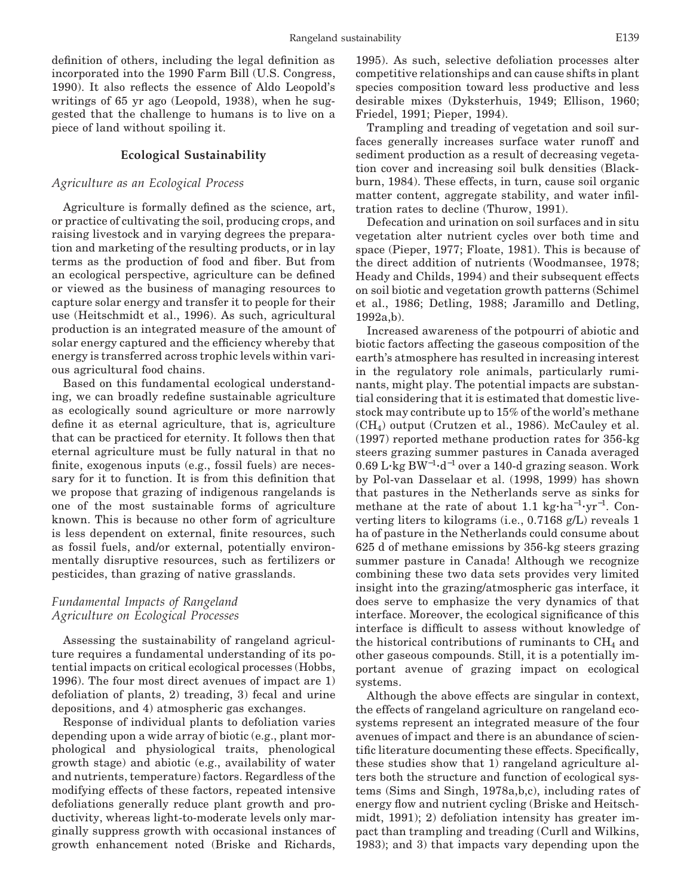definition of others, including the legal definition as incorporated into the 1990 Farm Bill (U.S. Congress, 1990). It also reflects the essence of Aldo Leopold's writings of 65 yr ago (Leopold, 1938), when he suggested that the challenge to humans is to live on a piece of land without spoiling it.

## Ecological Sustainability

### *Agriculture as an Ecological Process*

Agriculture is formally defined as the science, art, or practice of cultivating the soil, producing crops, and raising livestock and in varying degrees the preparation and marketing of the resulting products, or in lay terms as the production of food and fiber. But from an ecological perspective, agriculture can be defined or viewed as the business of managing resources to capture solar energy and transfer it to people for their use (Heitschmidt et al., 1996). As such, agricultural production is an integrated measure of the amount of solar energy captured and the efficiency whereby that energy is transferred across trophic levels within various agricultural food chains.

Based on this fundamental ecological understanding, we can broadly redefine sustainable agriculture as ecologically sound agriculture or more narrowly define it as eternal agriculture, that is, agriculture that can be practiced for eternity. It follows then that eternal agriculture must be fully natural in that no finite, exogenous inputs (e.g., fossil fuels) are necessary for it to function. It is from this definition that we propose that grazing of indigenous rangelands is one of the most sustainable forms of agriculture known. This is because no other form of agriculture is less dependent on external, finite resources, such as fossil fuels, and/or external, potentially environmentally disruptive resources, such as fertilizers or pesticides, than grazing of native grasslands.

### *Fundamental Impacts of Rangeland Agriculture on Ecological Processes*

Assessing the sustainability of rangeland agriculture requires a fundamental understanding of its potential impacts on critical ecological processes (Hobbs, 1996). The four most direct avenues of impact are 1) defoliation of plants, 2) treading, 3) fecal and urine depositions, and 4) atmospheric gas exchanges.

Response of individual plants to defoliation varies depending upon a wide array of biotic (e.g., plant morphological and physiological traits, phenological growth stage) and abiotic (e.g., availability of water and nutrients, temperature) factors. Regardless of the modifying effects of these factors, repeated intensive defoliations generally reduce plant growth and productivity, whereas light-to-moderate levels only marginally suppress growth with occasional instances of growth enhancement noted (Briske and Richards, 1995). As such, selective defoliation processes alter competitive relationships and can cause shifts in plant species composition toward less productive and less desirable mixes (Dyksterhuis, 1949; Ellison, 1960; Friedel, 1991; Pieper, 1994).

Trampling and treading of vegetation and soil surfaces generally increases surface water runoff and sediment production as a result of decreasing vegetation cover and increasing soil bulk densities (Blackburn, 1984). These effects, in turn, cause soil organic matter content, aggregate stability, and water infiltration rates to decline (Thurow, 1991).

Defecation and urination on soil surfaces and in situ vegetation alter nutrient cycles over both time and space (Pieper, 1977; Floate, 1981). This is because of the direct addition of nutrients (Woodmansee, 1978; Heady and Childs, 1994) and their subsequent effects on soil biotic and vegetation growth patterns (Schimel et al., 1986; Detling, 1988; Jaramillo and Detling, 1992a,b).

Increased awareness of the potpourri of abiotic and biotic factors affecting the gaseous composition of the earth's atmosphere has resulted in increasing interest in the regulatory role animals, particularly ruminants, might play. The potential impacts are substantial considering that it is estimated that domestic livestock may contribute up to 15% of the world's methane ($CH_4$) output (Crutzen et al., 1986). McCauley et al. (1997) reported methane production rates for 356-kg steers grazing summer pastures in Canada averaged 0.69 $L \cdot kg\ BW^{-1} \cdot d^{-1}$ over a 140-d grazing season. Work by Pol-van Dasselaar et al. (1998, 1999) has shown that pastures in the Netherlands serve as sinks for methane at the rate of about 1.1 $kg \cdot ha^{-1} \cdot yr^{-1}$. Converting liters to kilograms (i.e., 0.7168 g/L) reveals 1 ha of pasture in the Netherlands could consume about 625 d of methane emissions by 356-kg steers grazing summer pasture in Canada! Although we recognize combining these two data sets provides very limited insight into the grazing/atmospheric gas interface, it does serve to emphasize the very dynamics of that interface. Moreover, the ecological significance of this interface is difficult to assess without knowledge of the historical contributions of ruminants to $CH_4$ and other gaseous compounds. Still, it is a potentially important avenue of grazing impact on ecological systems.

Although the above effects are singular in context, the effects of rangeland agriculture on rangeland ecosystems represent an integrated measure of the four avenues of impact and there is an abundance of scientific literature documenting these effects. Specifically, these studies show that 1) rangeland agriculture alters both the structure and function of ecological systems (Sims and Singh, 1978a,b,c), including rates of energy flow and nutrient cycling (Briske and Heitschmidt, 1991); 2) defoliation intensity has greater impact than trampling and treading (Curll and Wilkins, 1983); and 3) that impacts vary depending upon the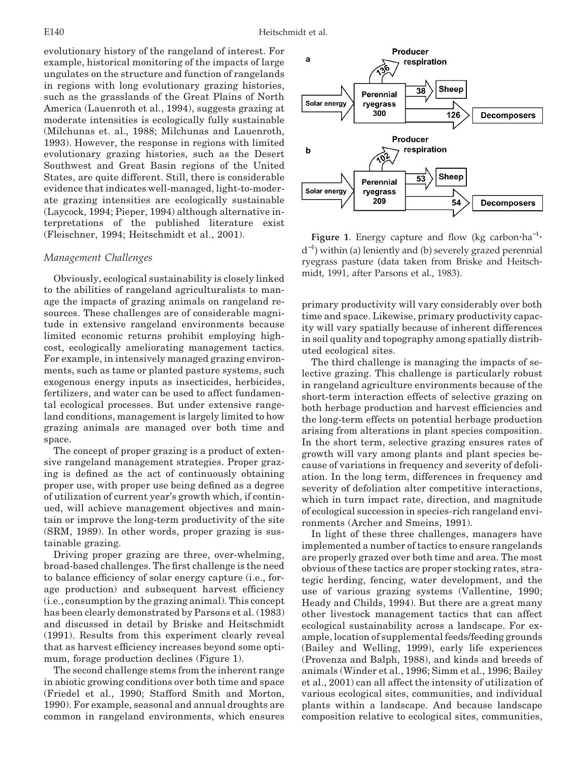evolutionary history of the rangeland of interest. For example, historical monitoring of the impacts of large ungulates on the structure and function of rangelands in regions with long evolutionary grazing histories, such as the grasslands of the Great Plains of North America (Lauenroth et al., 1994), suggests grazing at moderate intensities is ecologically fully sustainable (Milchunas et. al., 1988; Milchunas and Lauenroth, 1993). However, the response in regions with limited evolutionary grazing histories, such as the Desert Southwest and Great Basin regions of the United States, are quite different. Still, there is considerable evidence that indicates well-managed, light-to-moderate grazing intensities are ecologically sustainable (Laycock, 1994; Pieper, 1994) although alternative interpretations of the published literature exist (Fleischner, 1994; Heitschmidt et al., 2001).

### *Management Challenges*

Obviously, ecological sustainability is closely linked to the abilities of rangeland agriculturalists to manage the impacts of grazing animals on rangeland resources. These challenges are of considerable magnitude in extensive rangeland environments because limited economic returns prohibit employing high-cost, ecologically ameliorating management tactics. For example, in intensively managed grazing environments, such as tame or planted pasture systems, such exogenous energy inputs as insecticides, herbicides, fertilizers, and water can be used to affect fundamental ecological processes. But under extensive rangeland conditions, management is largely limited to how grazing animals are managed over both time and space.

The concept of proper grazing is a product of extensive rangeland management strategies. Proper grazing is defined as the act of continuously obtaining proper use, with proper use being defined as a degree of utilization of current year's growth which, if continued, will achieve management objectives and maintain or improve the long-term productivity of the site (SRM, 1989). In other words, proper grazing is sustainable grazing.

Driving proper grazing are three, over-whelming, broad-based challenges. The first challenge is the need to balance efficiency of solar energy capture (i.e., forage production) and subsequent harvest efficiency (i.e., consumption by the grazing animal). This concept has been clearly demonstrated by Parsons et al. (1983) and discussed in detail by Briske and Heitschmidt (1991). Results from this experiment clearly reveal that as harvest efficiency increases beyond some optimum, forage production declines (Figure 1).

The second challenge stems from the inherent range in abiotic growing conditions over both time and space (Friedel et al., 1990; Stafford Smith and Morton, 1990). For example, seasonal and annual droughts are common in rangeland environments, which ensures primary productivity will vary considerably over both time and space. Likewise, primary productivity capacity will vary spatially because of inherent differences in soil quality and topography among spatially distributed ecological sites.

**Figure 1**. Energy capture and flow (kg carbon·ha$^{-1}$·d$^{-1}$) within (a) leniently and (b) severely grazed perennial ryegrass pasture (data taken from Briske and Heitschmidt, 1991, after Parsons et al., 1983).

The third challenge is managing the impacts of selective grazing. This challenge is particularly robust in rangeland agriculture environments because of the short-term interaction effects of selective grazing on both herbage production and harvest efficiencies and the long-term effects on potential herbage production arising from alterations in plant species composition. In the short term, selective grazing ensures rates of growth will vary among plants and plant species because of variations in frequency and severity of defoliation. In the long term, differences in frequency and severity of defoliation alter competitive interactions, which in turn impact rate, direction, and magnitude of ecological succession in species-rich rangeland environments (Archer and Smeins, 1991).

In light of these three challenges, managers have implemented a number of tactics to ensure rangelands are properly grazed over both time and area. The most obvious of these tactics are proper stocking rates, strategic herding, fencing, water development, and the use of various grazing systems (Vallentine, 1990; Heady and Childs, 1994). But there are a great many other livestock management tactics that can affect ecological sustainability across a landscape. For example, location of supplemental feeds/feeding grounds (Bailey and Welling, 1999), early life experiences (Provenza and Balph, 1988), and kinds and breeds of animals (Winder et al., 1996; Simm et al., 1996; Bailey et al., 2001) can all affect the intensity of utilization of various ecological sites, communities, and individual plants within a landscape. And because landscape composition relative to ecological sites, communities,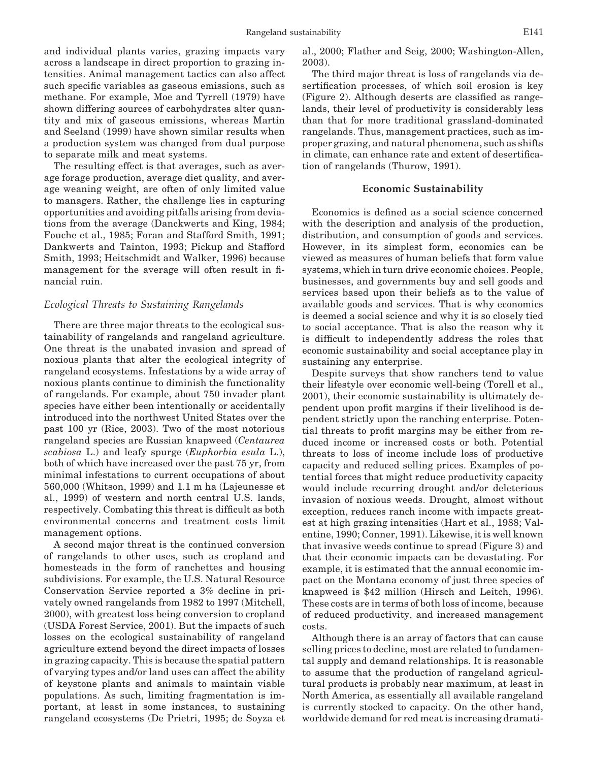and individual plants varies, grazing impacts vary across a landscape in direct proportion to grazing intensities. Animal management tactics can also affect such specific variables as gaseous emissions, such as methane. For example, Moe and Tyrrell (1979) have shown differing sources of carbohydrates alter quantity and mix of gaseous emissions, whereas Martin and Seeland (1999) have shown similar results when a production system was changed from dual purpose to separate milk and meat systems.

The resulting effect is that averages, such as average forage production, average diet quality, and average weaning weight, are often of only limited value to managers. Rather, the challenge lies in capturing opportunities and avoiding pitfalls arising from deviations from the average (Danckwerts and King, 1984; Fouche et al., 1985; Foran and Stafford Smith, 1991; Dankwerts and Tainton, 1993; Pickup and Stafford Smith, 1993; Heitschmidt and Walker, 1996) because management for the average will often result in financial ruin.

### *Ecological Threats to Sustaining Rangelands*

There are three major threats to the ecological sustainability of rangelands and rangeland agriculture. One threat is the unabated invasion and spread of noxious plants that alter the ecological integrity of rangeland ecosystems. Infestations by a wide array of noxious plants continue to diminish the functionality of rangelands. For example, about 750 invader plant species have either been intentionally or accidentally introduced into the northwest United States over the past 100 yr (Rice, 2003). Two of the most notorious rangeland species are Russian knapweed (*Centaurea scabiosa* L.) and leafy spurge (*Euphorbia esula* L.), both of which have increased over the past 75 yr, from minimal infestations to current occupations of about 560,000 (Whitson, 1999) and 1.1 m ha (Lajeunesse et al., 1999) of western and north central U.S. lands, respectively. Combating this threat is difficult as both environmental concerns and treatment costs limit management options.

A second major threat is the continued conversion of rangelands to other uses, such as cropland and homesteads in the form of ranchettes and housing subdivisions. For example, the U.S. Natural Resource Conservation Service reported a 3% decline in privately owned rangelands from 1982 to 1997 (Mitchell, 2000), with greatest loss being conversion to cropland (USDA Forest Service, 2001). But the impacts of such losses on the ecological sustainability of rangeland agriculture extend beyond the direct impacts of losses in grazing capacity. This is because the spatial pattern of varying types and/or land uses can affect the ability of keystone plants and animals to maintain viable populations. As such, limiting fragmentation is important, at least in some instances, to sustaining rangeland ecosystems (De Prietri, 1995; de Soyza et al., 2000; Flather and Seig, 2000; Washington-Allen, 2003).

The third major threat is loss of rangelands via desertification processes, of which soil erosion is key (Figure 2). Although deserts are classified as rangelands, their level of productivity is considerably less than that for more traditional grassland-dominated rangelands. Thus, management practices, such as improper grazing, and natural phenomena, such as shifts in climate, can enhance rate and extent of desertification of rangelands (Thurow, 1991).

## Economic Sustainability

Economics is defined as a social science concerned with the description and analysis of the production, distribution, and consumption of goods and services. However, in its simplest form, economics can be viewed as measures of human beliefs that form value systems, which in turn drive economic choices. People, businesses, and governments buy and sell goods and services based upon their beliefs as to the value of available goods and services. That is why economics is deemed a social science and why it is so closely tied to social acceptance. That is also the reason why it is difficult to independently address the roles that economic sustainability and social acceptance play in sustaining any enterprise.

Despite surveys that show ranchers tend to value their lifestyle over economic well-being (Torell et al., 2001), their economic sustainability is ultimately dependent upon profit margins if their livelihood is dependent strictly upon the ranching enterprise. Potential threats to profit margins may be either from reduced income or increased costs or both. Potential threats to loss of income include loss of productive capacity and reduced selling prices. Examples of potential forces that might reduce productivity capacity would include recurring drought and/or deleterious invasion of noxious weeds. Drought, almost without exception, reduces ranch income with impacts greatest at high grazing intensities (Hart et al., 1988; Valentine, 1990; Conner, 1991). Likewise, it is well known that invasive weeds continue to spread (Figure 3) and that their economic impacts can be devastating. For example, it is estimated that the annual economic impact on the Montana economy of just three species of knapweed is $42 million (Hirsch and Leitch, 1996). These costs are in terms of both loss of income, because of reduced productivity, and increased management costs.

Although there is an array of factors that can cause selling prices to decline, most are related to fundamental supply and demand relationships. It is reasonable to assume that the production of rangeland agricultural products is probably near maximum, at least in North America, as essentially all available rangeland is currently stocked to capacity. On the other hand, worldwide demand for red meat is increasing dramati-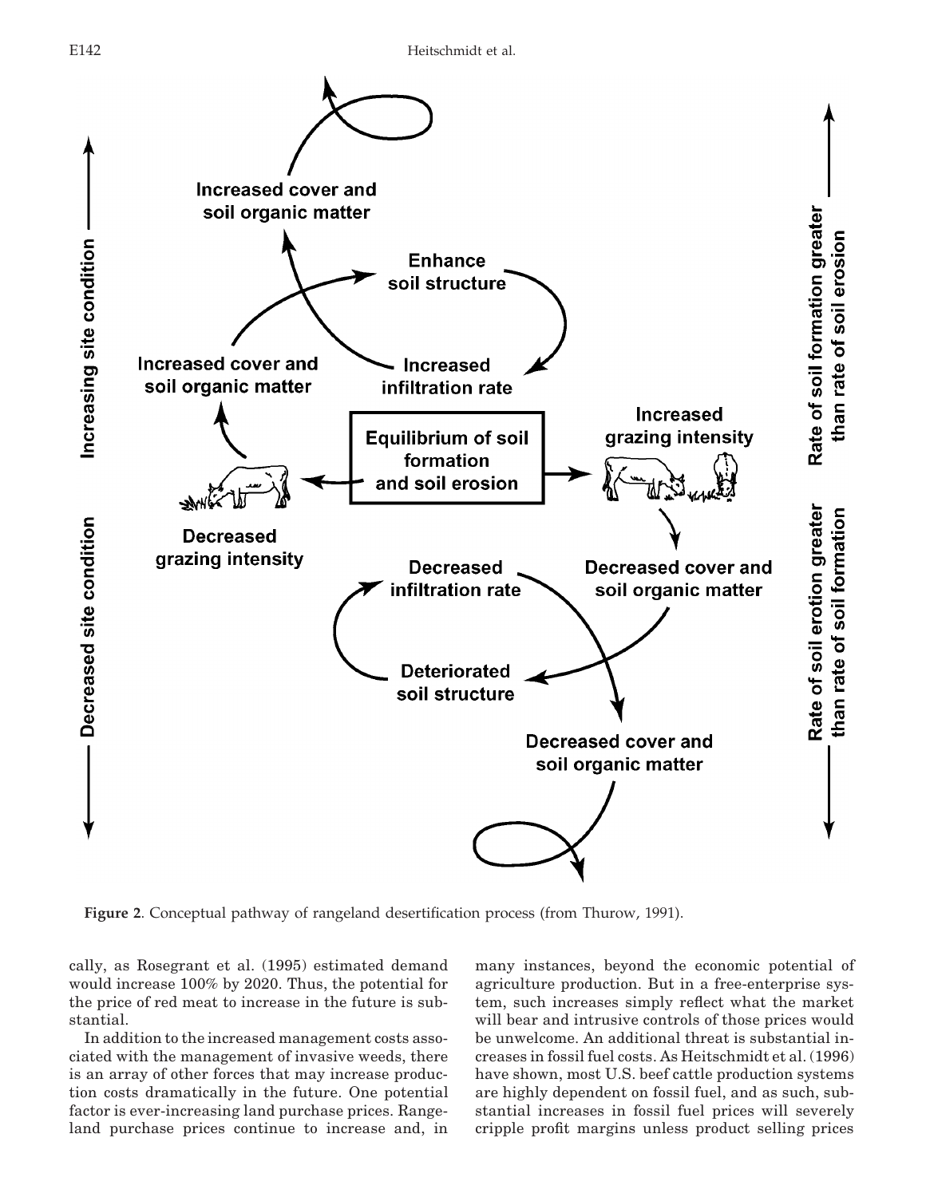Figure 2. Conceptual pathway of rangeland desertification process (from Thurow, 1991).

cally, as Rosegrant et al. (1995) estimated demand would increase 100% by 2020. Thus, the potential for the price of red meat to increase in the future is substantial.

In addition to the increased management costs associated with the management of invasive weeds, there is an array of other forces that may increase production costs dramatically in the future. One potential factor is ever-increasing land purchase prices. Rangeland purchase prices continue to increase and, in many instances, beyond the economic potential of agriculture production. But in a free-enterprise system, such increases simply reflect what the market will bear and intrusive controls of those prices would be unwelcome. An additional threat is substantial increases in fossil fuel costs. As Heitschmidt et al. (1996) have shown, most U.S. beef cattle production systems are highly dependent on fossil fuel, and as such, substantial increases in fossil fuel prices will severely cripple profit margins unless product selling prices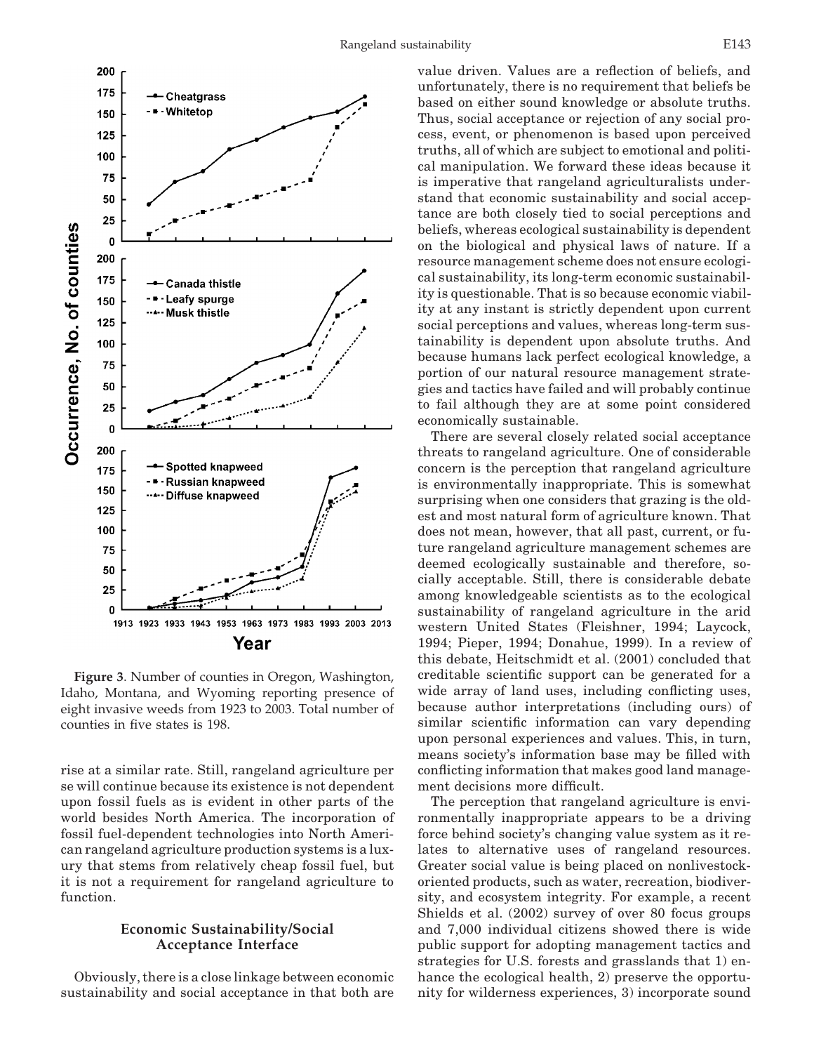**Figure 3**. Number of counties in Oregon, Washington, Idaho, Montana, and Wyoming reporting presence of eight invasive weeds from 1923 to 2003. Total number of counties in five states is 198.

rise at a similar rate. Still, rangeland agriculture per se will continue because its existence is not dependent upon fossil fuels as is evident in other parts of the world besides North America. The incorporation of fossil fuel-dependent technologies into North American rangeland agriculture production systems is a luxury that stems from relatively cheap fossil fuel, but it is not a requirement for rangeland agriculture to function.

### Economic Sustainability/Social Acceptance Interface

Obviously, there is a close linkage between economic sustainability and social acceptance in that both are value driven. Values are a reflection of beliefs, and unfortunately, there is no requirement that beliefs be based on either sound knowledge or absolute truths. Thus, social acceptance or rejection of any social process, event, or phenomenon is based upon perceived truths, all of which are subject to emotional and political manipulation. We forward these ideas because it is imperative that rangeland agriculturalists understand that economic sustainability and social acceptance are both closely tied to social perceptions and beliefs, whereas ecological sustainability is dependent on the biological and physical laws of nature. If a resource management scheme does not ensure ecological sustainability, its long-term economic sustainability is questionable. That is so because economic viability at any instant is strictly dependent upon current social perceptions and values, whereas long-term sustainability is dependent upon absolute truths. And because humans lack perfect ecological knowledge, a portion of our natural resource management strategies and tactics have failed and will probably continue to fail although they are at some point considered economically sustainable.

There are several closely related social acceptance threats to rangeland agriculture. One of considerable concern is the perception that rangeland agriculture is environmentally inappropriate. This is somewhat surprising when one considers that grazing is the oldest and most natural form of agriculture known. That does not mean, however, that all past, current, or future rangeland agriculture management schemes are deemed ecologically sustainable and therefore, socially acceptable. Still, there is considerable debate among knowledgeable scientists as to the ecological sustainability of rangeland agriculture in the arid western United States (Fleishner, 1994; Laycock, 1994; Pieper, 1994; Donahue, 1999). In a review of this debate, Heitschmidt et al. (2001) concluded that creditable scientific support can be generated for a wide array of land uses, including conflicting uses, because author interpretations (including ours) of similar scientific information can vary depending upon personal experiences and values. This, in turn, means society's information base may be filled with conflicting information that makes good land management decisions more difficult.

The perception that rangeland agriculture is environmentally inappropriate appears to be a driving force behind society's changing value system as it relates to alternative uses of rangeland resources. Greater social value is being placed on nonlivestock-oriented products, such as water, recreation, biodiversity, and ecosystem integrity. For example, a recent Shields et al. (2002) survey of over 80 focus groups and 7,000 individual citizens showed there is wide public support for adopting management tactics and strategies for U.S. forests and grasslands that 1) enhance the ecological health, 2) preserve the opportunity for wilderness experiences, 3) incorporate sound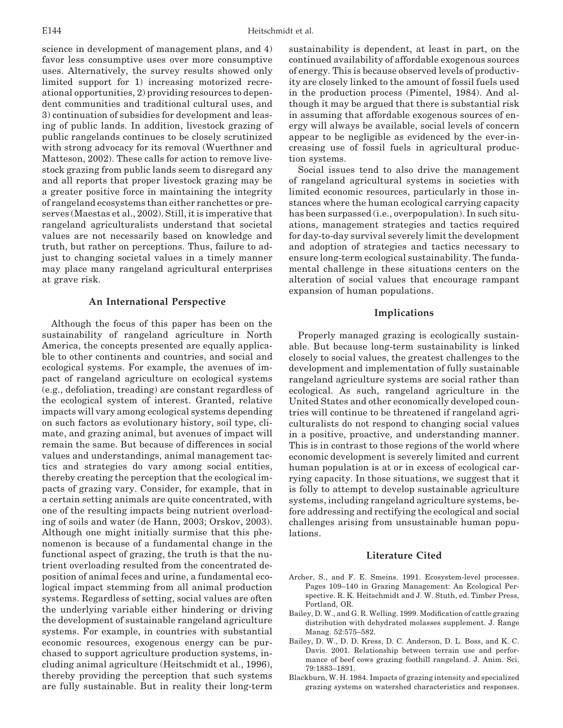science in development of management plans, and 4) favor less consumptive uses over more consumptive uses. Alternatively, the survey results showed only limited support for 1) increasing motorized recreational opportunities, 2) providing resources to dependent communities and traditional cultural uses, and 3) continuation of subsidies for development and leasing of public lands. In addition, livestock grazing of public rangelands continues to be closely scrutinized with strong advocacy for its removal (Wuerthner and Matteson, 2002). These calls for action to remove livestock grazing from public lands seem to disregard any and all reports that proper livestock grazing may be a greater positive force in maintaining the integrity of rangeland ecosystems than either ranchettes or preserves (Maestas et al., 2002). Still, it is imperative that rangeland agriculturalists understand that societal values are not necessarily based on knowledge and truth, but rather on perceptions. Thus, failure to adjust to changing societal values in a timely manner may place many rangeland agricultural enterprises at grave risk.

## An International Perspective

Although the focus of this paper has been on the sustainability of rangeland agriculture in North America, the concepts presented are equally applicable to other continents and countries, and social and ecological systems. For example, the avenues of impact of rangeland agriculture on ecological systems (e.g., defoliation, treading) are constant regardless of the ecological system of interest. Granted, relative impacts will vary among ecological systems depending on such factors as evolutionary history, soil type, climate, and grazing animal, but avenues of impact will remain the same. But because of differences in social values and understandings, animal management tactics and strategies do vary among social entities, thereby creating the perception that the ecological impacts of grazing vary. Consider, for example, that in a certain setting animals are quite concentrated, with one of the resulting impacts being nutrient overloading of soils and water (de Hann, 2003; Orskov, 2003). Although one might initially surmise that this phenomenon is because of a fundamental change in the functional aspect of grazing, the truth is that the nutrient overloading resulted from the concentrated deposition of animal feces and urine, a fundamental ecological impact stemming from all animal production systems. Regardless of setting, social values are often the underlying variable either hindering or driving the development of sustainable rangeland agriculture systems. For example, in countries with substantial economic resources, exogenous energy can be purchased to support agriculture production systems, including animal agriculture (Heitschmidt et al., 1996), thereby providing the perception that such systems are fully sustainable. But in reality their long-term sustainability is dependent, at least in part, on the continued availability of affordable exogenous sources of energy. This is because observed levels of productivity are closely linked to the amount of fossil fuels used in the production process (Pimentel, 1984). And although it may be argued that there is substantial risk in assuming that affordable exogenous sources of energy will always be available, social levels of concern appear to be negligible as evidenced by the ever-increasing use of fossil fuels in agricultural production systems.

Social issues tend to also drive the management of rangeland agricultural systems in societies with limited economic resources, particularly in those instances where the human ecological carrying capacity has been surpassed (i.e., overpopulation). In such situations, management strategies and tactics required for day-to-day survival severely limit the development and adoption of strategies and tactics necessary to ensure long-term ecological sustainability. The fundamental challenge in these situations centers on the alteration of social values that encourage rampant expansion of human populations.

## Implications

Properly managed grazing is ecologically sustainable. But because long-term sustainability is linked closely to social values, the greatest challenges to the development and implementation of fully sustainable rangeland agriculture systems are social rather than ecological. As such, rangeland agriculture in the United States and other economically developed countries will continue to be threatened if rangeland agriculturalists do not respond to changing social values in a positive, proactive, and understanding manner. This is in contrast to those regions of the world where economic development is severely limited and current human population is at or in excess of ecological carrying capacity. In those situations, we suggest that it is folly to attempt to develop sustainable agriculture systems, including rangeland agriculture systems, before addressing and rectifying the ecological and social challenges arising from unsustainable human populations.

## Literature Cited

Archer, S., and F. E. Smeins. 1991. Ecosystem-level processes. Pages 109–140 in Grazing Management: An Ecological Perspective. R. K. Heitschmidt and J. W. Stuth, ed. Timber Press, Portland, OR.

Bailey, D. W., and G. R. Welling. 1999. Modification of cattle grazing distribution with dehydrated molasses supplement. J. Range Manag. 52:575–582.

Bailey, D. W., D. D. Kress, D. C. Anderson, D. L. Boss, and K. C. Davis. 2001. Relationship between terrain use and performance of beef cows grazing foothill rangeland. J. Anim. Sci. 79:1883–1891.

Blackburn, W. H. 1984. Impacts of grazing intensity and specialized grazing systems on watershed characteristics and responses.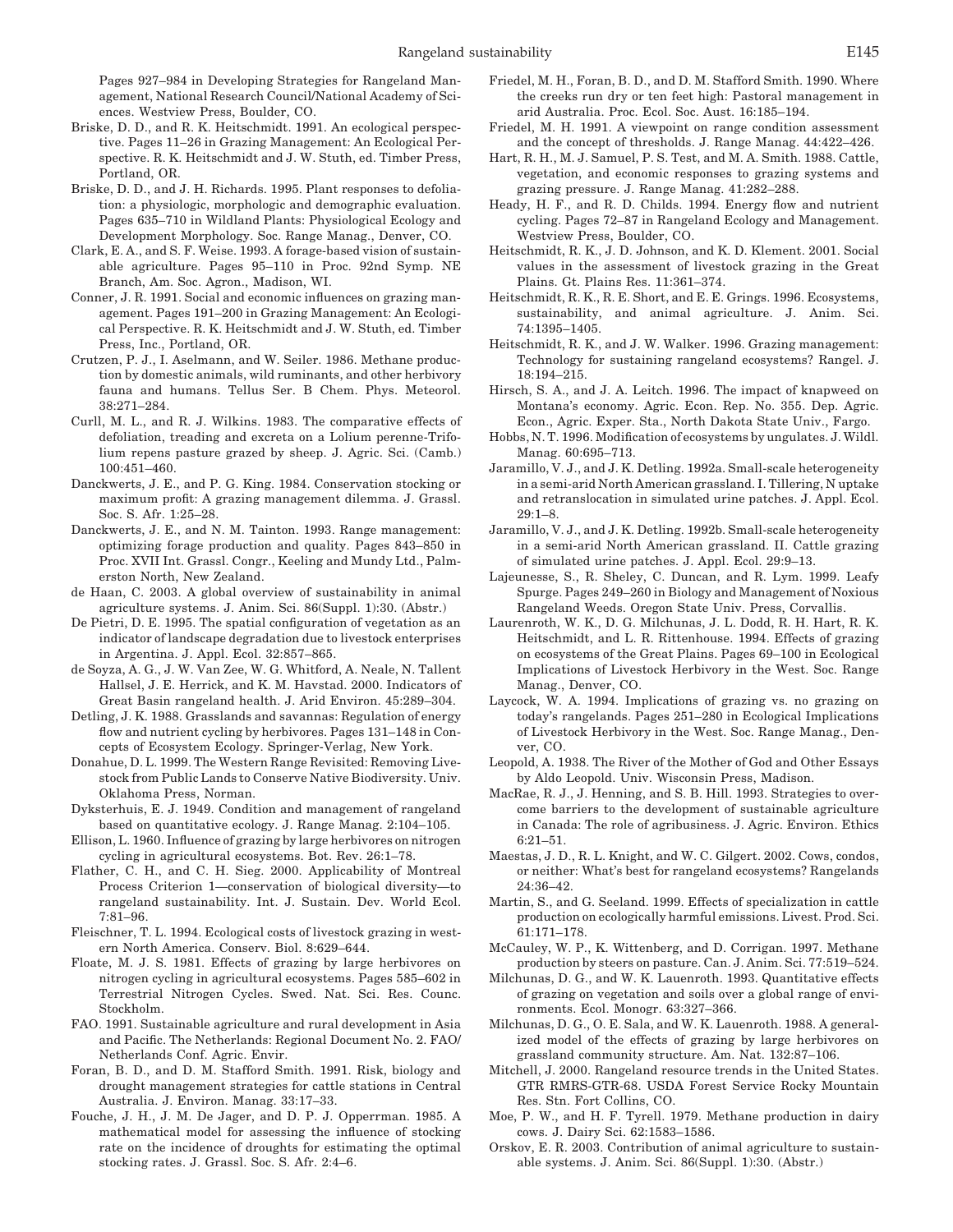Pages 927–984 in Developing Strategies for Rangeland Management, National Research Council/National Academy of Sciences. Westview Press, Boulder, CO.

Briske, D. D., and R. K. Heitschmidt. 1991. An ecological perspective. Pages 11–26 in Grazing Management: An Ecological Perspective. R. K. Heitschmidt and J. W. Stuth, ed. Timber Press, Portland, OR.

Briske, D. D., and J. H. Richards. 1995. Plant responses to defoliation: a physiologic, morphologic and demographic evaluation. Pages 635–710 in Wildland Plants: Physiological Ecology and Development Morphology. Soc. Range Manag., Denver, CO.

Clark, E. A., and S. F. Weise. 1993. A forage-based vision of sustainable agriculture. Pages 95–110 in Proc. 92nd Symp. NE Branch, Am. Soc. Agron., Madison, WI.

Conner, J. R. 1991. Social and economic influences on grazing management. Pages 191–200 in Grazing Management: An Ecological Perspective. R. K. Heitschmidt and J. W. Stuth, ed. Timber Press, Inc., Portland, OR.

Crutzen, P. J., I. Aselmann, and W. Seiler. 1986. Methane production by domestic animals, wild ruminants, and other herbivory fauna and humans. Tellus Ser. B Chem. Phys. Meteorol. 38:271–284.

Curll, M. L., and R. J. Wilkins. 1983. The comparative effects of defoliation, treading and excreta on a Lolium perenne-Trifolium repens pasture grazed by sheep. J. Agric. Sci. (Camb.) 100:451–460.

Danckwerts, J. E., and P. G. King. 1984. Conservation stocking or maximum profit: A grazing management dilemma. J. Grassl. Soc. S. Afr. 1:25–28.

Danckwerts, J. E., and N. M. Tainton. 1993. Range management: optimizing forage production and quality. Pages 843–850 in Proc. XVII Int. Grassl. Congr., Keeling and Mundy Ltd., Palmerston North, New Zealand.

de Haan, C. 2003. A global overview of sustainability in animal agriculture systems. J. Anim. Sci. 86(Suppl. 1):30. (Abstr.)

De Pietri, D. E. 1995. The spatial configuration of vegetation as an indicator of landscape degradation due to livestock enterprises in Argentina. J. Appl. Ecol. 32:857–865.

de Soyza, A. G., J. W. Van Zee, W. G. Whitford, A. Neale, N. Tallent Hallsel, J. E. Herrick, and K. M. Havstad. 2000. Indicators of Great Basin rangeland health. J. Arid Environ. 45:289–304.

Detling, J. K. 1988. Grasslands and savannas: Regulation of energy flow and nutrient cycling by herbivores. Pages 131–148 in Concepts of Ecosystem Ecology. Springer-Verlag, New York.

Donahue, D. L. 1999. The Western Range Revisited: Removing Livestock from Public Lands to Conserve Native Biodiversity. Univ. Oklahoma Press, Norman.

Dyksterhuis, E. J. 1949. Condition and management of rangeland based on quantitative ecology. J. Range Manag. 2:104–105.

Ellison, L. 1960. Influence of grazing by large herbivores on nitrogen cycling in agricultural ecosystems. Bot. Rev. 26:1–78.

Flather, C. H., and C. H. Sieg. 2000. Applicability of Montreal Process Criterion 1—conservation of biological diversity—to rangeland sustainability. Int. J. Sustain. Dev. World Ecol. 7:81–96.

Fleischner, T. L. 1994. Ecological costs of livestock grazing in western North America. Conserv. Biol. 8:629–644.

Floate, M. J. S. 1981. Effects of grazing by large herbivores on nitrogen cycling in agricultural ecosystems. Pages 585–602 in Terrestrial Nitrogen Cycles. Swed. Nat. Sci. Res. Counc. Stockholm.

FAO. 1991. Sustainable agriculture and rural development in Asia and Pacific. The Netherlands: Regional Document No. 2. FAO/Netherlands Conf. Agric. Envir.

Foran, B. D., and D. M. Stafford Smith. 1991. Risk, biology and drought management strategies for cattle stations in Central Australia. J. Environ. Manag. 33:17–33.

Fouche, J. H., J. M. De Jager, and D. P. J. Opperrman. 1985. A mathematical model for assessing the influence of stocking rate on the incidence of droughts for estimating the optimal stocking rates. J. Grassl. Soc. S. Afr. 2:4–6.

Friedel, M. H., Foran, B. D., and D. M. Stafford Smith. 1990. Where the creeks run dry or ten feet high: Pastoral management in arid Australia. Proc. Ecol. Soc. Aust. 16:185–194.

Friedel, M. H. 1991. A viewpoint on range condition assessment and the concept of thresholds. J. Range Manag. 44:422–426.

Hart, R. H., M. J. Samuel, P. S. Test, and M. A. Smith. 1988. Cattle, vegetation, and economic responses to grazing systems and grazing pressure. J. Range Manag. 41:282–288.

Heady, H. F., and R. D. Childs. 1994. Energy flow and nutrient cycling. Pages 72–87 in Rangeland Ecology and Management. Westview Press, Boulder, CO.

Heitschmidt, R. K., J. D. Johnson, and K. D. Klement. 2001. Social values in the assessment of livestock grazing in the Great Plains. Gt. Plains Res. 11:361–374.

Heitschmidt, R. K., R. E. Short, and E. E. Grings. 1996. Ecosystems, sustainability, and animal agriculture. J. Anim. Sci. 74:1395–1405.

Heitschmidt, R. K., and J. W. Walker. 1996. Grazing management: Technology for sustaining rangeland ecosystems? Rangel. J. 18:194–215.

Hirsch, S. A., and J. A. Leitch. 1996. The impact of knapweed on Montana's economy. Agric. Econ. Rep. No. 355. Dep. Agric. Econ., Agric. Exper. Sta., North Dakota State Univ., Fargo.

Hobbs, N. T. 1996. Modification of ecosystems by ungulates. J. Wildl. Manag. 60:695–713.

Jaramillo, V. J., and J. K. Detling. 1992a. Small-scale heterogeneity in a semi-arid North American grassland. I. Tillering, N uptake and retranslocation in simulated urine patches. J. Appl. Ecol. 29:1–8.

Jaramillo, V. J., and J. K. Detling. 1992b. Small-scale heterogeneity in a semi-arid North American grassland. II. Cattle grazing of simulated urine patches. J. Appl. Ecol. 29:9–13.

Lajeunesse, S., R. Sheley, C. Duncan, and R. Lym. 1999. Leafy Spurge. Pages 249–260 in Biology and Management of Noxious Rangeland Weeds. Oregon State Univ. Press, Corvallis.

Laurenroth, W. K., D. G. Milchunas, J. L. Dodd, R. H. Hart, R. K. Heitschmidt, and L. R. Rittenhouse. 1994. Effects of grazing on ecosystems of the Great Plains. Pages 69–100 in Ecological Implications of Livestock Herbivory in the West. Soc. Range Manag., Denver, CO.

Laycock, W. A. 1994. Implications of grazing vs. no grazing on today's rangelands. Pages 251–280 in Ecological Implications of Livestock Herbivory in the West. Soc. Range Manag., Denver, CO.

Leopold, A. 1938. The River of the Mother of God and Other Essays by Aldo Leopold. Univ. Wisconsin Press, Madison.

MacRae, R. J., J. Henning, and S. B. Hill. 1993. Strategies to overcome barriers to the development of sustainable agriculture in Canada: The role of agribusiness. J. Agric. Environ. Ethics 6:21–51.

Maestas, J. D., R. L. Knight, and W. C. Gilgert. 2002. Cows, condos, or neither: What's best for rangeland ecosystems? Rangelands 24:36–42.

Martin, S., and G. Seeland. 1999. Effects of specialization in cattle production on ecologically harmful emissions. Livest. Prod. Sci. 61:171–178.

McCauley, W. P., K. Wittenberg, and D. Corrigan. 1997. Methane production by steers on pasture. Can. J. Anim. Sci. 77:519–524.

Milchunas, D. G., and W. K. Lauenroth. 1993. Quantitative effects of grazing on vegetation and soils over a global range of environments. Ecol. Monogr. 63:327–366.

Milchunas, D. G., O. E. Sala, and W. K. Lauenroth. 1988. A generalized model of the effects of grazing by large herbivores on grassland community structure. Am. Nat. 132:87–106.

Mitchell, J. 2000. Rangeland resource trends in the United States. GTR RMRS-GTR-68. USDA Forest Service Rocky Mountain Res. Stn. Fort Collins, CO.

Moe, P. W., and H. F. Tyrell. 1979. Methane production in dairy cows. J. Dairy Sci. 62:1583–1586.

Orskov, E. R. 2003. Contribution of animal agriculture to sustainable systems. J. Anim. Sci. 86(Suppl. 1):30. (Abstr.)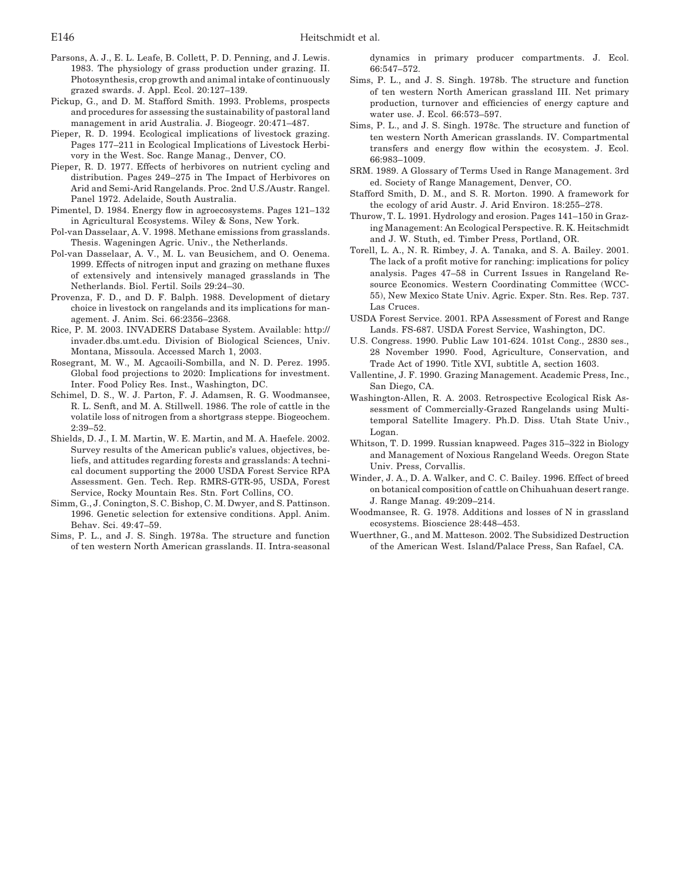Parsons, A. J., E. L. Leafe, B. Collett, P. D. Penning, and J. Lewis. 1983. The physiology of grass production under grazing. II. Photosynthesis, crop growth and animal intake of continuously grazed swards. J. Appl. Ecol. 20:127–139.

Pickup, G., and D. M. Stafford Smith. 1993. Problems, prospects and procedures for assessing the sustainability of pastoral land management in arid Australia. J. Biogeogr. 20:471–487.

Pieper, R. D. 1994. Ecological implications of livestock grazing. Pages 177–211 in Ecological Implications of Livestock Herbivory in the West. Soc. Range Manag., Denver, CO.

Pieper, R. D. 1977. Effects of herbivores on nutrient cycling and distribution. Pages 249–275 in The Impact of Herbivores on Arid and Semi-Arid Rangelands. Proc. 2nd U.S./Austr. Rangel. Panel 1972. Adelaide, South Australia.

Pimentel, D. 1984. Energy flow in agroecosystems. Pages 121–132 in Agricultural Ecosystems. Wiley & Sons, New York.

Pol-van Dasselaar, A. V. 1998. Methane emissions from grasslands. Thesis. Wageningen Agric. Univ., the Netherlands.

Pol-van Dasselaar, A. V., M. L. van Beusichem, and O. Oenema. 1999. Effects of nitrogen input and grazing on methane fluxes of extensively and intensively managed grasslands in The Netherlands. Biol. Fertil. Soils 29:24–30.

Provenza, F. D., and D. F. Balph. 1988. Development of dietary choice in livestock on rangelands and its implications for management. J. Anim. Sci. 66:2356–2368.

Rice, P. M. 2003. INVADERS Database System. Available: http://invader.dbs.umt.edu. Division of Biological Sciences, Univ. Montana, Missoula. Accessed March 1, 2003.

Rosegrant, M. W., M. Agcaoili-Sombilla, and N. D. Perez. 1995. Global food projections to 2020: Implications for investment. Inter. Food Policy Res. Inst., Washington, DC.

Schimel, D. S., W. J. Parton, F. J. Adamsen, R. G. Woodmansee, R. L. Senft, and M. A. Stillwell. 1986. The role of cattle in the volatile loss of nitrogen from a shortgrass steppe. Biogeochem. 2:39–52.

Shields, D. J., I. M. Martin, W. E. Martin, and M. A. Haefele. 2002. Survey results of the American public's values, objectives, beliefs, and attitudes regarding forests and grasslands: A technical document supporting the 2000 USDA Forest Service RPA Assessment. Gen. Tech. Rep. RMRS-GTR-95, USDA, Forest Service, Rocky Mountain Res. Stn. Fort Collins, CO.

Simm, G., J. Conington, S. C. Bishop, C. M. Dwyer, and S. Pattinson. 1996. Genetic selection for extensive conditions. Appl. Anim. Behav. Sci. 49:47–59.

Sims, P. L., and J. S. Singh. 1978a. The structure and function of ten western North American grasslands. II. Intra-seasonal dynamics in primary producer compartments. J. Ecol. 66:547–572.

Sims, P. L., and J. S. Singh. 1978b. The structure and function of ten western North American grassland III. Net primary production, turnover and efficiencies of energy capture and water use. J. Ecol. 66:573–597.

Sims, P. L., and J. S. Singh. 1978c. The structure and function of ten western North American grasslands. IV. Compartmental transfers and energy flow within the ecosystem. J. Ecol. 66:983–1009.

SRM. 1989. A Glossary of Terms Used in Range Management. 3rd ed. Society of Range Management, Denver, CO.

Stafford Smith, D. M., and S. R. Morton. 1990. A framework for the ecology of arid Austr. J. Arid Environ. 18:255–278.

Thurow, T. L. 1991. Hydrology and erosion. Pages 141–150 in Grazing Management: An Ecological Perspective. R. K. Heitschmidt and J. W. Stuth, ed. Timber Press, Portland, OR.

Torell, L. A., N. R. Rimbey, J. A. Tanaka, and S. A. Bailey. 2001. The lack of a profit motive for ranching: implications for policy analysis. Pages 47–58 in Current Issues in Rangeland Resource Economics. Western Coordinating Committee (WCC-55), New Mexico State Univ. Agric. Exper. Stn. Res. Rep. 737. Las Cruces.

USDA Forest Service. 2001. RPA Assessment of Forest and Range Lands. FS-687. USDA Forest Service, Washington, DC.

U.S. Congress. 1990. Public Law 101-624. 101st Cong., 2830 ses., 28 November 1990. Food, Agriculture, Conservation, and Trade Act of 1990. Title XVI, subtitle A, section 1603.

Vallentine, J. F. 1990. Grazing Management. Academic Press, Inc., San Diego, CA.

Washington-Allen, R. A. 2003. Retrospective Ecological Risk Assessment of Commercially-Grazed Rangelands using Multitemporal Satellite Imagery. Ph.D. Diss. Utah State Univ., Logan.

Whitson, T. D. 1999. Russian knapweed. Pages 315–322 in Biology and Management of Noxious Rangeland Weeds. Oregon State Univ. Press, Corvallis.

Winder, J. A., D. A. Walker, and C. C. Bailey. 1996. Effect of breed on botanical composition of cattle on Chihuahuan desert range. J. Range Manag. 49:209–214.

Woodmansee, R. G. 1978. Additions and losses of N in grassland ecosystems. Bioscience 28:448–453.

Wuerthner, G., and M. Matteson. 2002. The Subsidized Destruction of the American West. Island/Palace Press, San Rafael, CA.